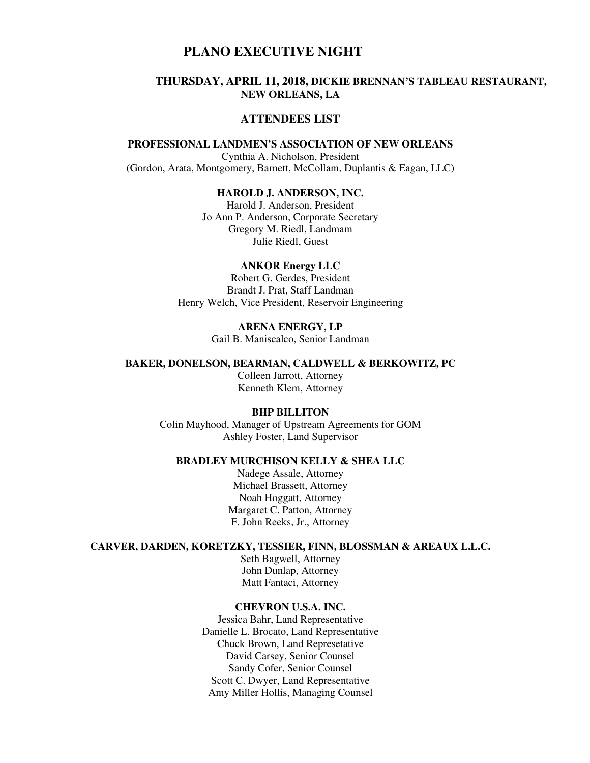# PLANO EXECUTIVE NIGHT

**THURSDAY, APRIL 11, 2018, DICKIE BRENNAN'S TABLEAU RESTAURANT, NEW ORLEANS, LA**

## ATTENDEES LIST

**PROFESSIONAL LANDMEN'S ASSOCIATION OF NEW ORLEANS**

Cynthia A. Nicholson, President
(Gordon, Arata, Montgomery, Barnett, McCollam, Duplantis & Eagan, LLC)

**HAROLD J. ANDERSON, INC.**

Harold J. Anderson, President
Jo Ann P. Anderson, Corporate Secretary
Gregory M. Riedl, Landmam
Julie Riedl, Guest

**ANKOR Energy LLC**

Robert G. Gerdes, President
Brandt J. Prat, Staff Landman
Henry Welch, Vice President, Reservoir Engineering

**ARENA ENERGY, LP**

Gail B. Maniscalco, Senior Landman

**BAKER, DONELSON, BEARMAN, CALDWELL & BERKOWITZ, PC**

Colleen Jarrott, Attorney
Kenneth Klem, Attorney

**BHP BILLITON**

Colin Mayhood, Manager of Upstream Agreements for GOM
Ashley Foster, Land Supervisor

**BRADLEY MURCHISON KELLY & SHEA LLC**

Nadege Assale, Attorney
Michael Brassett, Attorney
Noah Hoggatt, Attorney
Margaret C. Patton, Attorney
F. John Reeks, Jr., Attorney

**CARVER, DARDEN, KORETZKY, TESSIER, FINN, BLOSSMAN & AREAUX L.L.C.**

Seth Bagwell, Attorney
John Dunlap, Attorney
Matt Fantaci, Attorney

**CHEVRON U.S.A. INC.**

Jessica Bahr, Land Representative
Danielle L. Brocato, Land Representative
Chuck Brown, Land Represetative
David Carsey, Senior Counsel
Sandy Cofer, Senior Counsel
Scott C. Dwyer, Land Representative
Amy Miller Hollis, Managing Counsel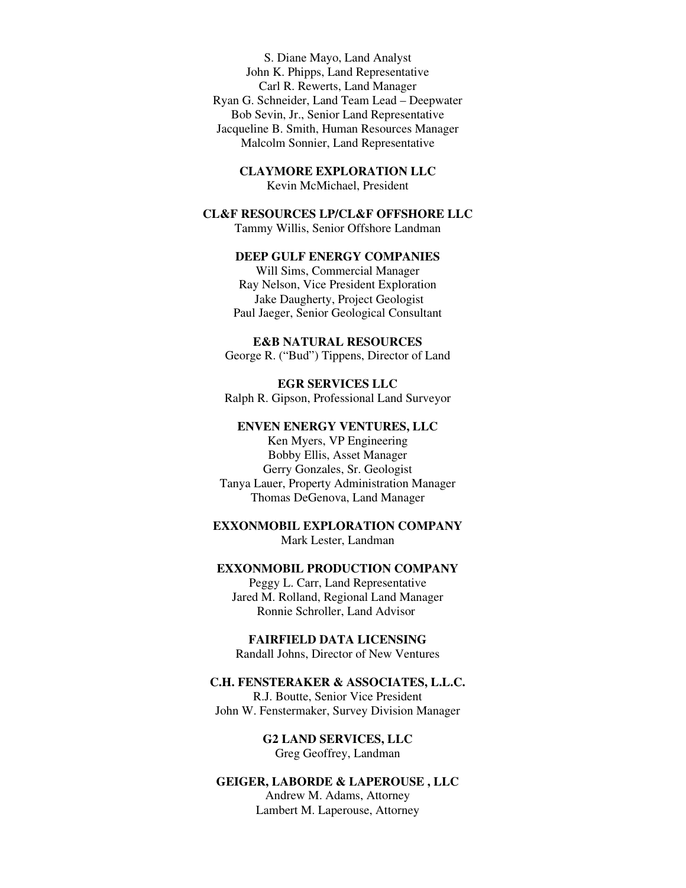S. Diane Mayo, Land Analyst
John K. Phipps, Land Representative
Carl R. Rewerts, Land Manager
Ryan G. Schneider, Land Team Lead – Deepwater
Bob Sevin, Jr., Senior Land Representative
Jacqueline B. Smith, Human Resources Manager
Malcolm Sonnier, Land Representative

**CLAYMORE EXPLORATION LLC**
Kevin McMichael, President

**CL&F RESOURCES LP/CL&F OFFSHORE LLC**
Tammy Willis, Senior Offshore Landman

**DEEP GULF ENERGY COMPANIES**
Will Sims, Commercial Manager
Ray Nelson, Vice President Exploration
Jake Daugherty, Project Geologist
Paul Jaeger, Senior Geological Consultant

**E&B NATURAL RESOURCES**
George R. ("Bud") Tippens, Director of Land

**EGR SERVICES LLC**
Ralph R. Gipson, Professional Land Surveyor

**ENVEN ENERGY VENTURES, LLC**
Ken Myers, VP Engineering
Bobby Ellis, Asset Manager
Gerry Gonzales, Sr. Geologist
Tanya Lauer, Property Administration Manager
Thomas DeGenova, Land Manager

**EXXONMOBIL EXPLORATION COMPANY**
Mark Lester, Landman

**EXXONMOBIL PRODUCTION COMPANY**
Peggy L. Carr, Land Representative
Jared M. Rolland, Regional Land Manager
Ronnie Schroller, Land Advisor

**FAIRFIELD DATA LICENSING**
Randall Johns, Director of New Ventures

**C.H. FENSTERAKER & ASSOCIATES, L.L.C.**
R.J. Boutte, Senior Vice President
John W. Fenstermaker, Survey Division Manager

**G2 LAND SERVICES, LLC**
Greg Geoffrey, Landman

**GEIGER, LABORDE & LAPEROUSE , LLC**
Andrew M. Adams, Attorney
Lambert M. Laperouse, Attorney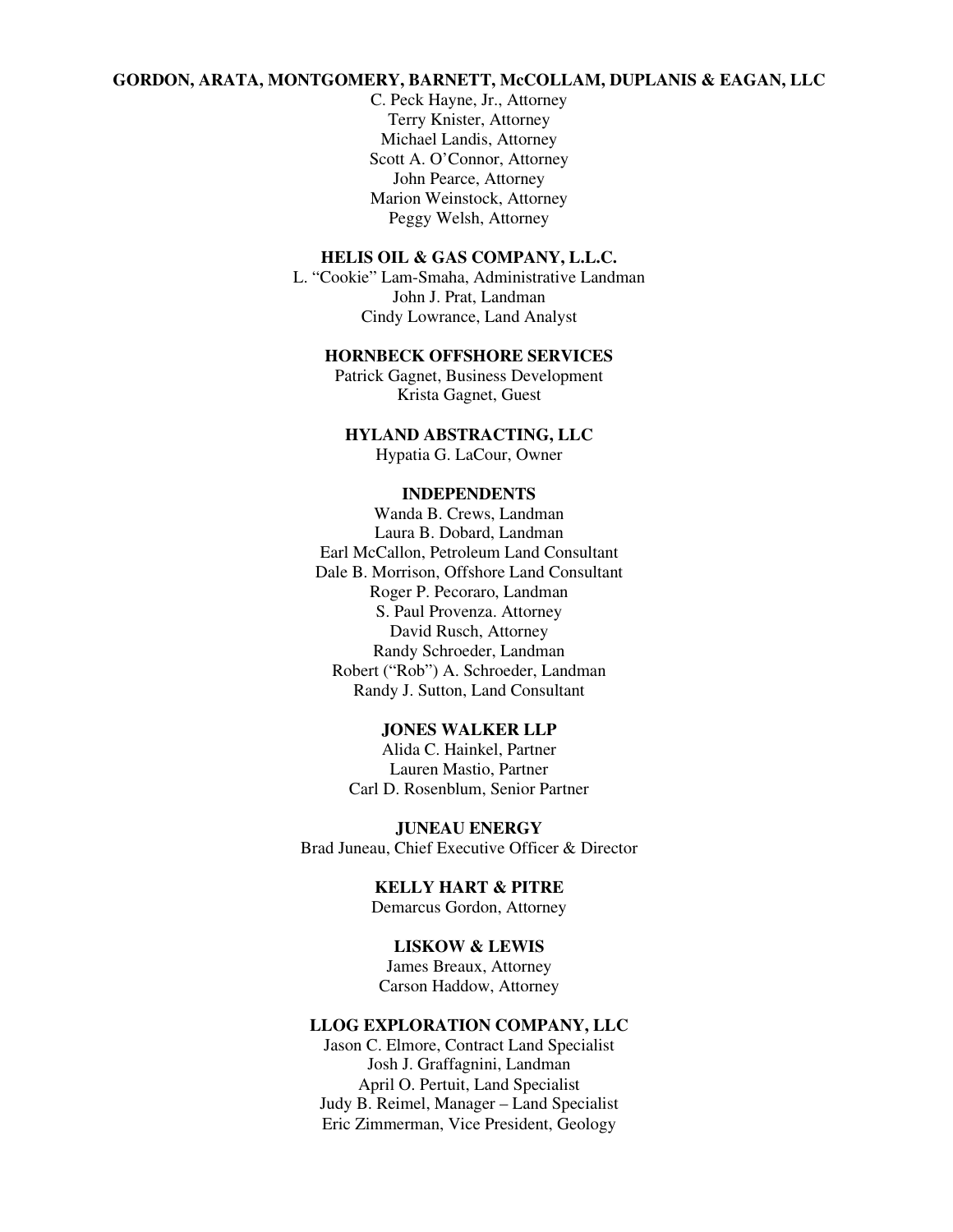**GORDON, ARATA, MONTGOMERY, BARNETT, McCOLLAM, DUPLANIS & EAGAN, LLC**

C. Peck Hayne, Jr., Attorney
Terry Knister, Attorney
Michael Landis, Attorney
Scott A. O'Connor, Attorney
John Pearce, Attorney
Marion Weinstock, Attorney
Peggy Welsh, Attorney

**HELIS OIL & GAS COMPANY, L.L.C.**

L. "Cookie" Lam-Smaha, Administrative Landman
John J. Prat, Landman
Cindy Lowrance, Land Analyst

**HORNBECK OFFSHORE SERVICES**

Patrick Gagnet, Business Development
Krista Gagnet, Guest

**HYLAND ABSTRACTING, LLC**

Hypatia G. LaCour, Owner

**INDEPENDENTS**

Wanda B. Crews, Landman
Laura B. Dobard, Landman
Earl McCallon, Petroleum Land Consultant
Dale B. Morrison, Offshore Land Consultant
Roger P. Pecoraro, Landman
S. Paul Provenza. Attorney
David Rusch, Attorney
Randy Schroeder, Landman
Robert ("Rob") A. Schroeder, Landman
Randy J. Sutton, Land Consultant

**JONES WALKER LLP**

Alida C. Hainkel, Partner
Lauren Mastio, Partner
Carl D. Rosenblum, Senior Partner

**JUNEAU ENERGY**

Brad Juneau, Chief Executive Officer & Director

**KELLY HART & PITRE**

Demarcus Gordon, Attorney

**LISKOW & LEWIS**

James Breaux, Attorney
Carson Haddow, Attorney

**LLOG EXPLORATION COMPANY, LLC**

Jason C. Elmore, Contract Land Specialist
Josh J. Graffagnini, Landman
April O. Pertuit, Land Specialist
Judy B. Reimel, Manager – Land Specialist
Eric Zimmerman, Vice President, Geology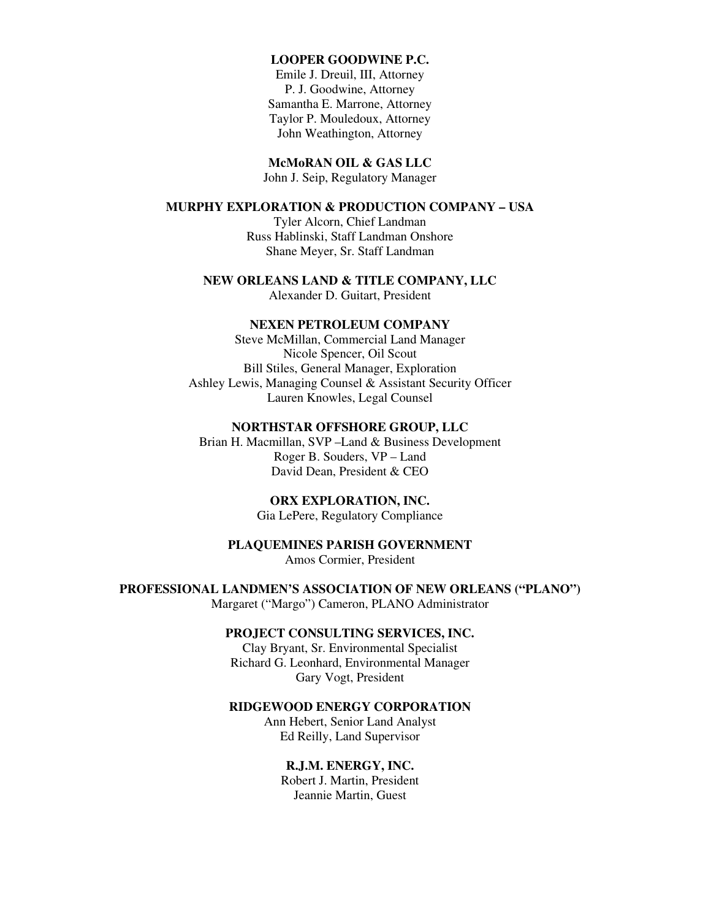**LOOPER GOODWINE P.C.**
Emile J. Dreuil, III, Attorney
P. J. Goodwine, Attorney
Samantha E. Marrone, Attorney
Taylor P. Mouledoux, Attorney
John Weathington, Attorney

**McMoRAN OIL & GAS LLC**
John J. Seip, Regulatory Manager

**MURPHY EXPLORATION & PRODUCTION COMPANY – USA**
Tyler Alcorn, Chief Landman
Russ Hablinski, Staff Landman Onshore
Shane Meyer, Sr. Staff Landman

**NEW ORLEANS LAND & TITLE COMPANY, LLC**
Alexander D. Guitart, President

**NEXEN PETROLEUM COMPANY**
Steve McMillan, Commercial Land Manager
Nicole Spencer, Oil Scout
Bill Stiles, General Manager, Exploration
Ashley Lewis, Managing Counsel & Assistant Security Officer
Lauren Knowles, Legal Counsel

**NORTHSTAR OFFSHORE GROUP, LLC**
Brian H. Macmillan, SVP –Land & Business Development
Roger B. Souders, VP – Land
David Dean, President & CEO

**ORX EXPLORATION, INC.**
Gia LePere, Regulatory Compliance

**PLAQUEMINES PARISH GOVERNMENT**
Amos Cormier, President

**PROFESSIONAL LANDMEN'S ASSOCIATION OF NEW ORLEANS ("PLANO")**
Margaret ("Margo") Cameron, PLANO Administrator

**PROJECT CONSULTING SERVICES, INC.**
Clay Bryant, Sr. Environmental Specialist
Richard G. Leonhard, Environmental Manager
Gary Vogt, President

**RIDGEWOOD ENERGY CORPORATION**
Ann Hebert, Senior Land Analyst
Ed Reilly, Land Supervisor

**R.J.M. ENERGY, INC.**
Robert J. Martin, President
Jeannie Martin, Guest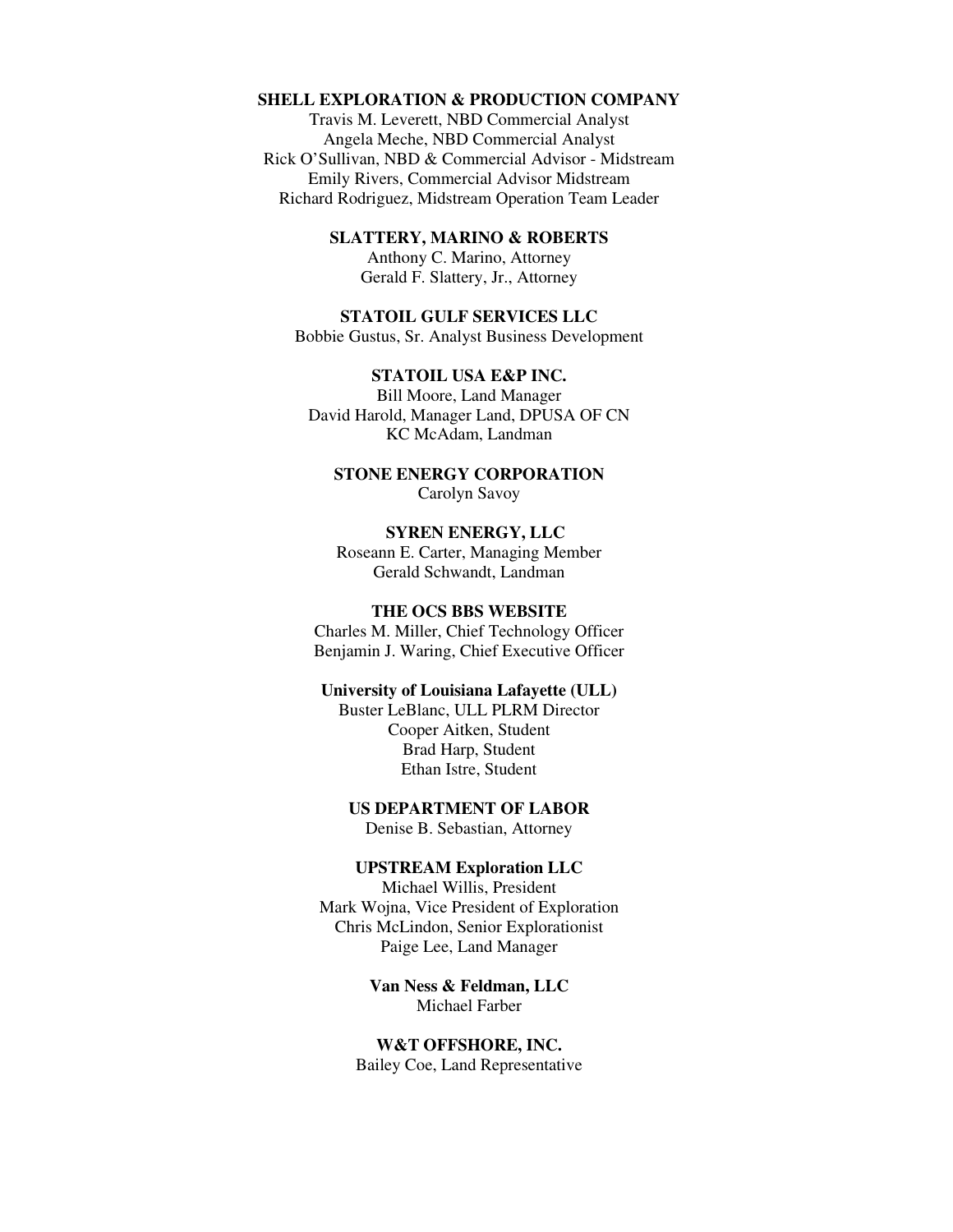**SHELL EXPLORATION & PRODUCTION COMPANY**
Travis M. Leverett, NBD Commercial Analyst
Angela Meche, NBD Commercial Analyst
Rick O'Sullivan, NBD & Commercial Advisor - Midstream
Emily Rivers, Commercial Advisor Midstream
Richard Rodriguez, Midstream Operation Team Leader

**SLATTERY, MARINO & ROBERTS**
Anthony C. Marino, Attorney
Gerald F. Slattery, Jr., Attorney

**STATOIL GULF SERVICES LLC**
Bobbie Gustus, Sr. Analyst Business Development

**STATOIL USA E&P INC.**
Bill Moore, Land Manager
David Harold, Manager Land, DPUSA OF CN
KC McAdam, Landman

**STONE ENERGY CORPORATION**
Carolyn Savoy

**SYREN ENERGY, LLC**
Roseann E. Carter, Managing Member
Gerald Schwandt, Landman

**THE OCS BBS WEBSITE**
Charles M. Miller, Chief Technology Officer
Benjamin J. Waring, Chief Executive Officer

**University of Louisiana Lafayette (ULL)**
Buster LeBlanc, ULL PLRM Director
Cooper Aitken, Student
Brad Harp, Student
Ethan Istre, Student

**US DEPARTMENT OF LABOR**
Denise B. Sebastian, Attorney

**UPSTREAM Exploration LLC**
Michael Willis, President
Mark Wojna, Vice President of Exploration
Chris McLindon, Senior Explorationist
Paige Lee, Land Manager

**Van Ness & Feldman, LLC**
Michael Farber

**W&T OFFSHORE, INC.**
Bailey Coe, Land Representative